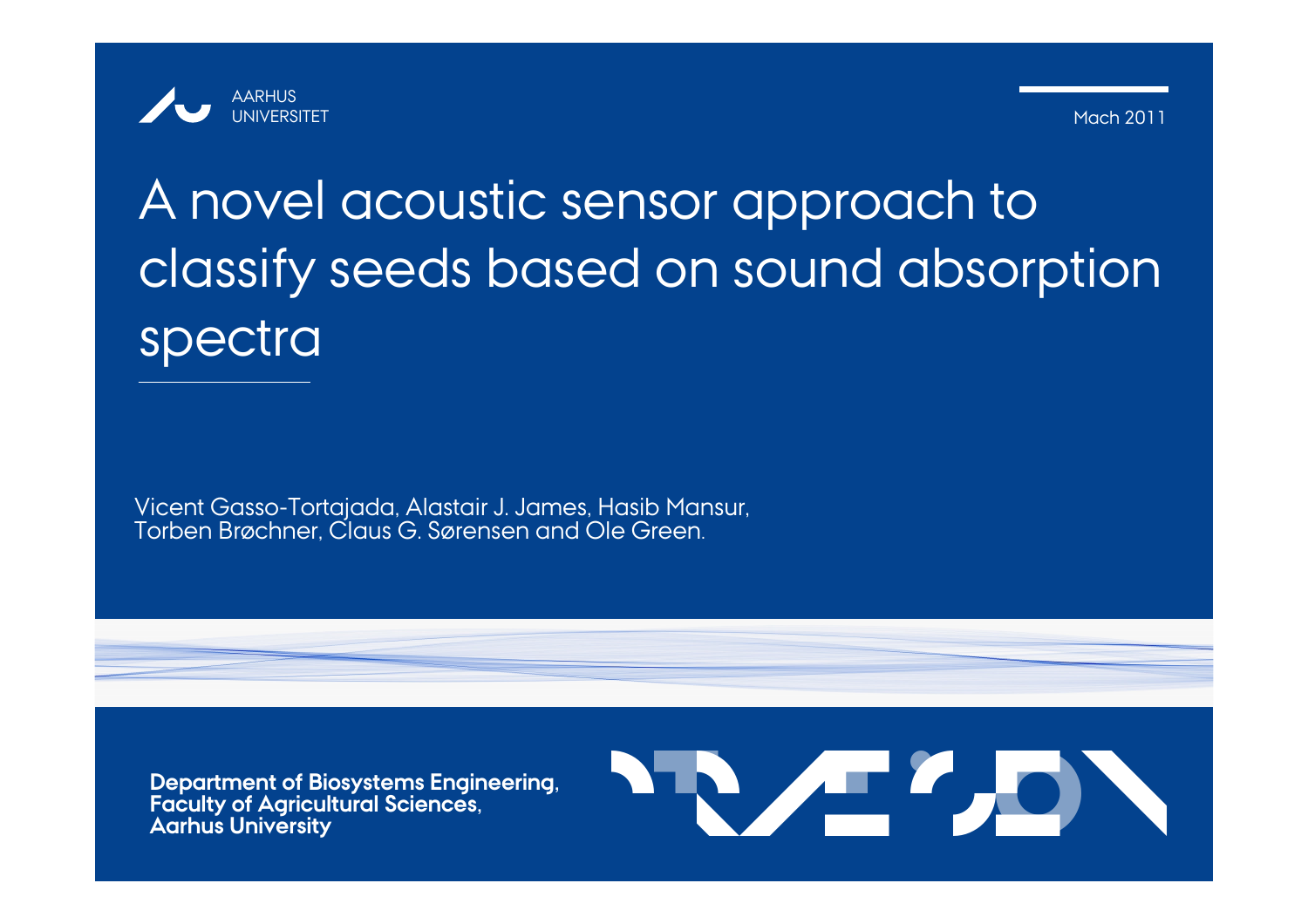AARHUS UNIVERSITET

Mach 2011

# A novel acoustic sensor approach to classify seeds based on sound absorption spectra

Vicent Gasso-Tortajada, Alastair J. James, Hasib Mansur, Torben Brøchner, Claus G. Sørensen and Ole Green.

**Department of Biosystems Engineering, Faculty of Agricultural Sciences, Aarhus University**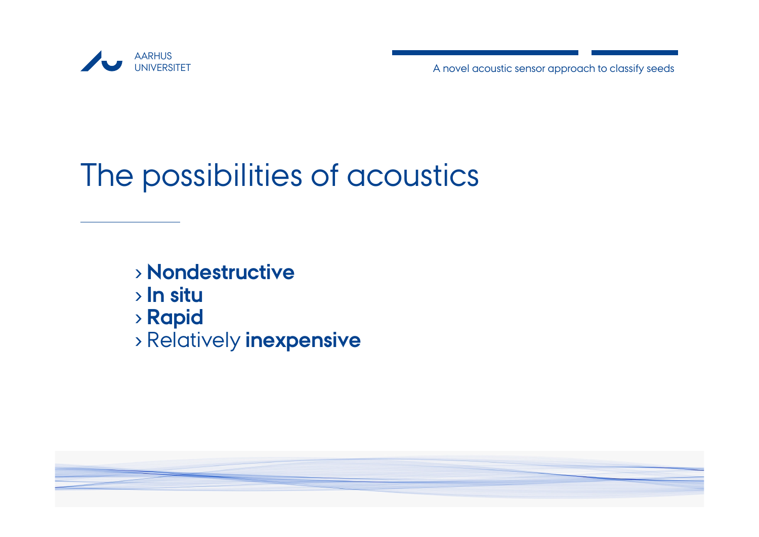# The possibilities of acoustics

- **Nondestructive**
- **In situ**
- **Rapid**
- Relatively **inexpensive**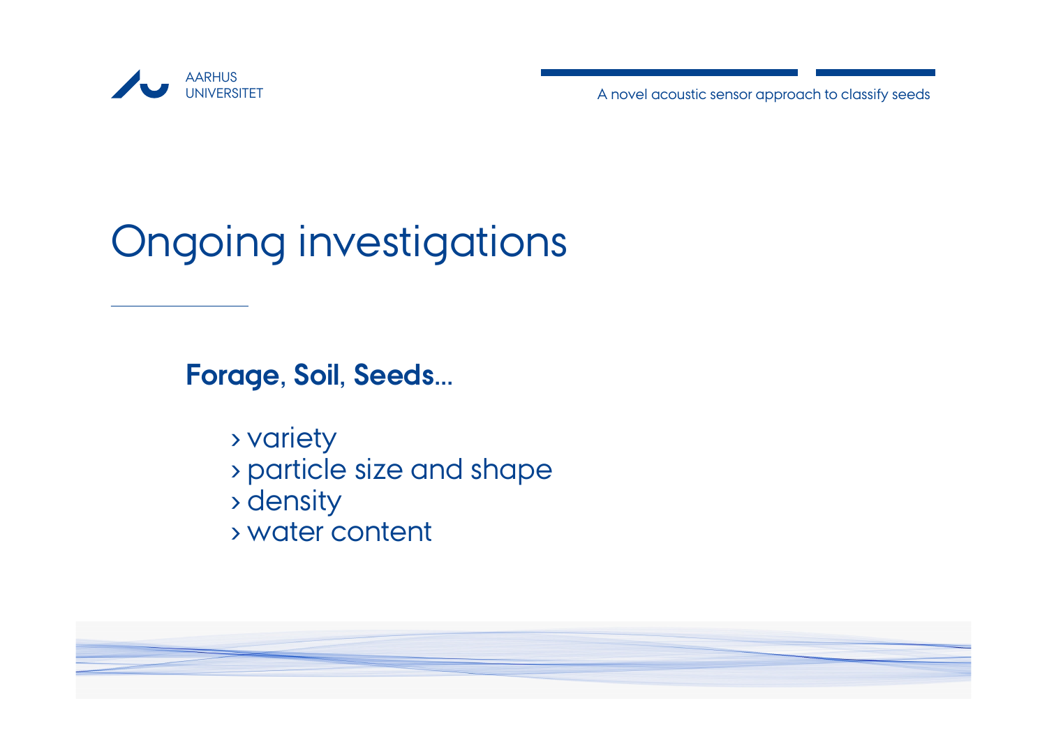# Ongoing investigations

**Forage, Soil, Seeds...**

- › variety
- › particle size and shape
- › density
- › water content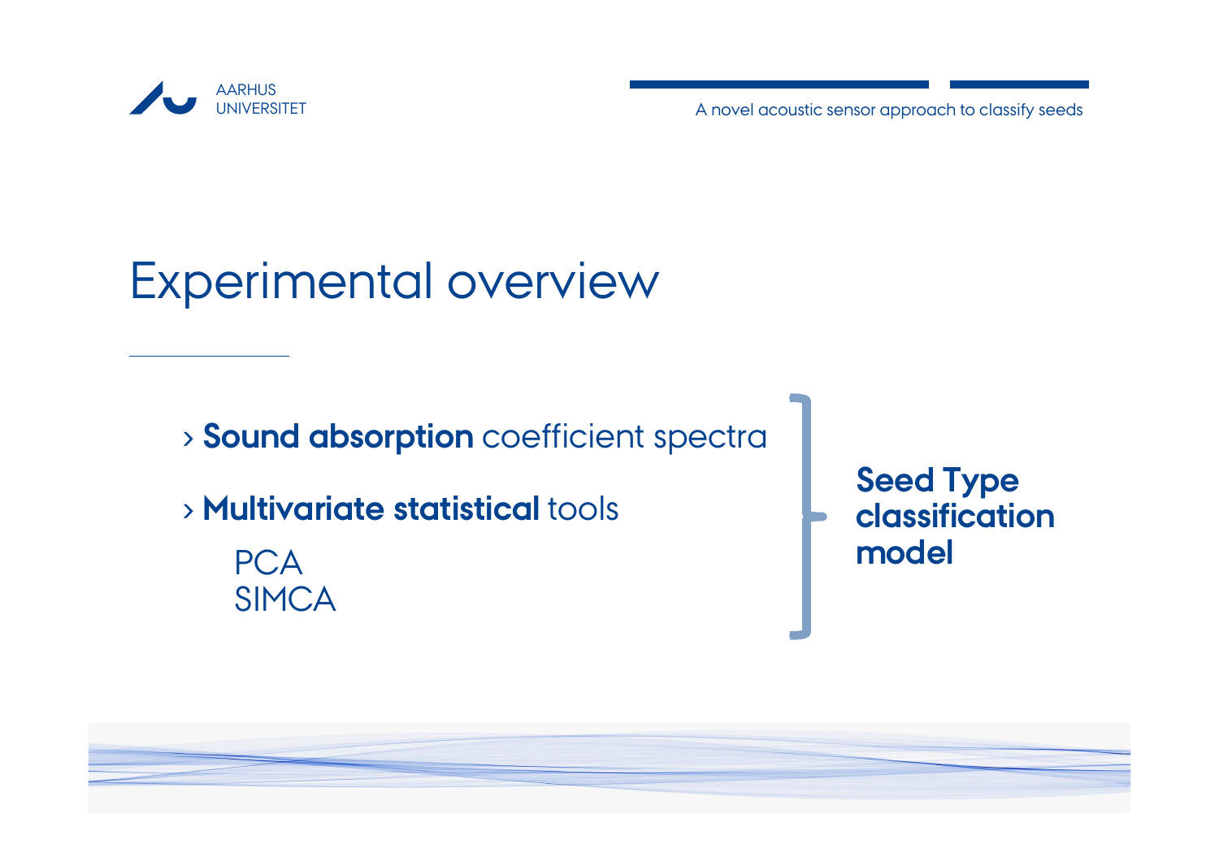# Experimental overview

- **Sound absorption** coefficient spectra
- **Multivariate statistical** tools
  - PCA
  - SIMCA

**Seed Type classification model**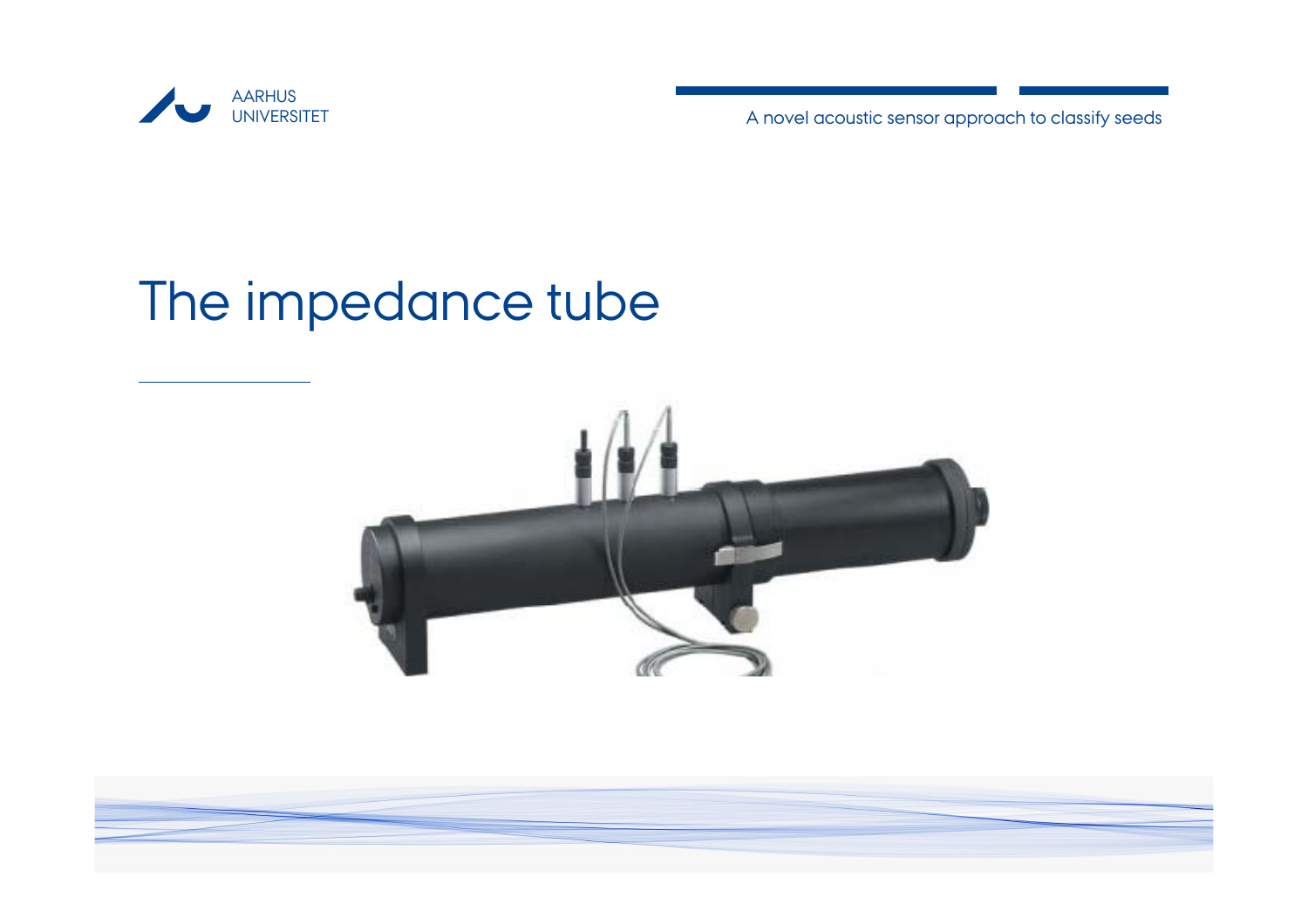# The impedance tube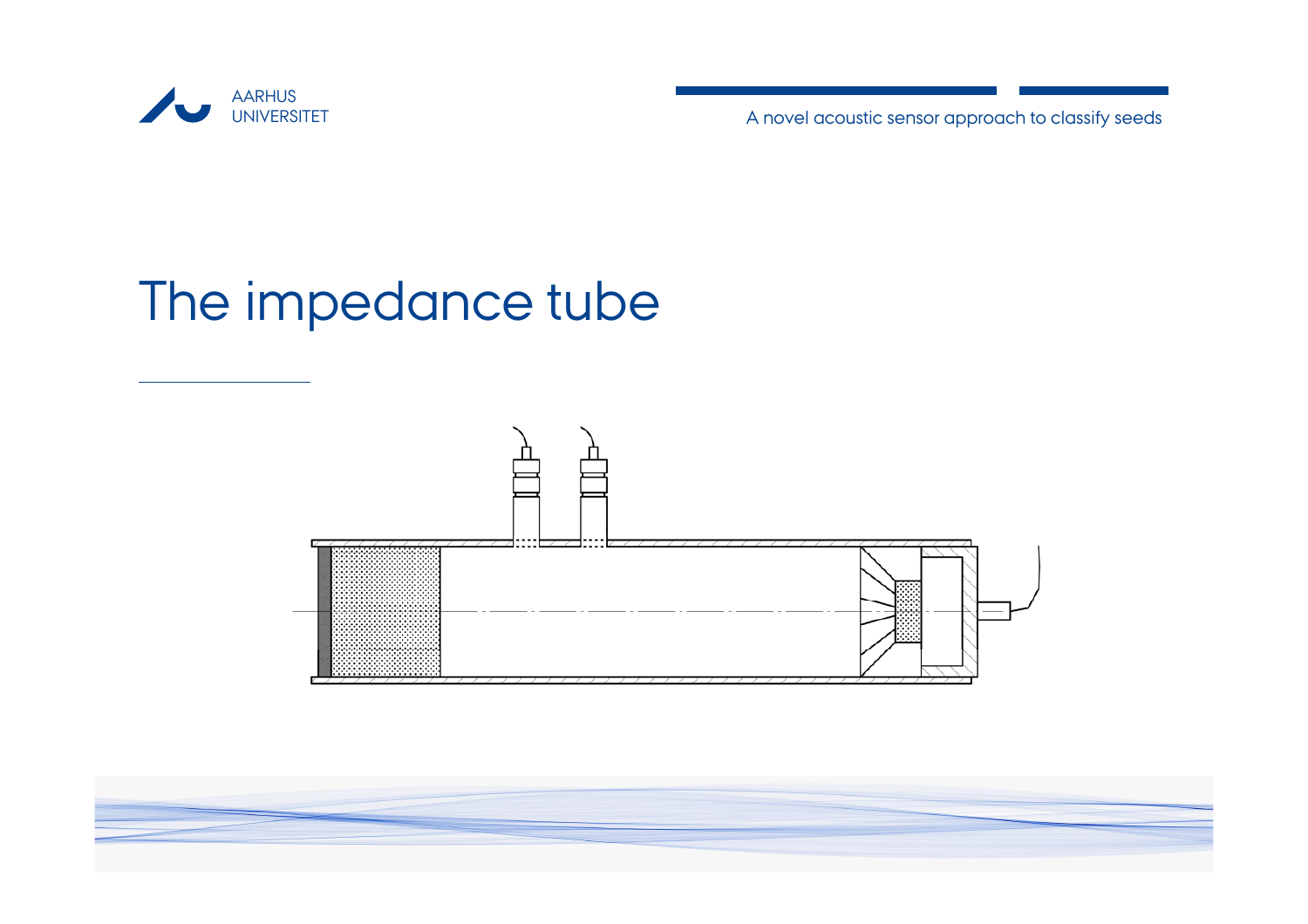# The impedance tube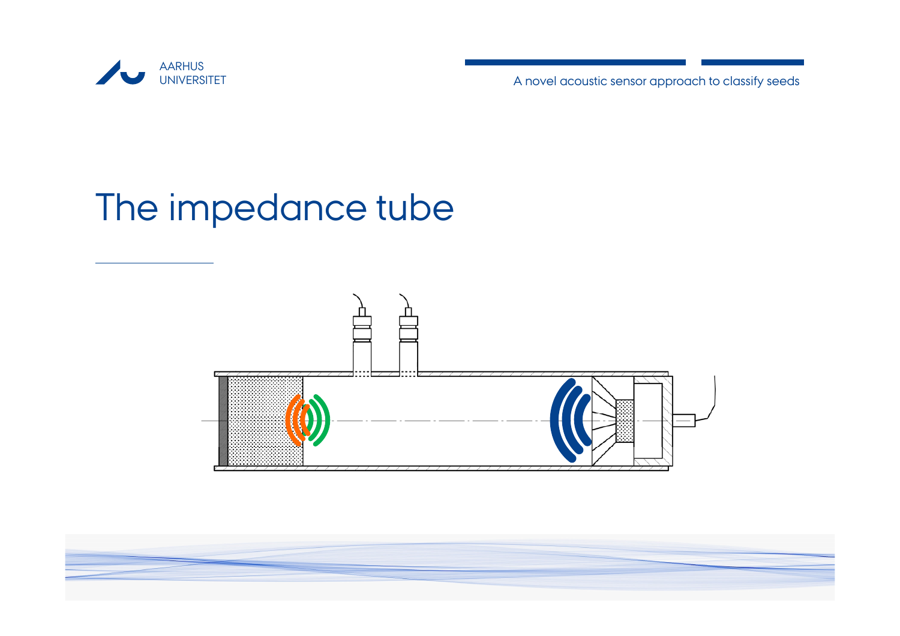# The impedance tube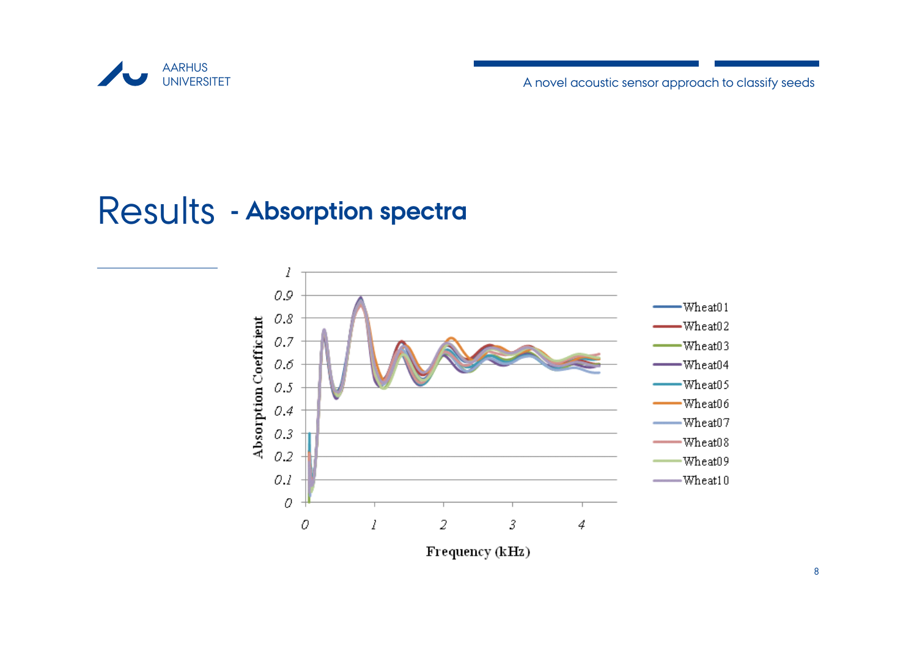# Results - Absorption spectra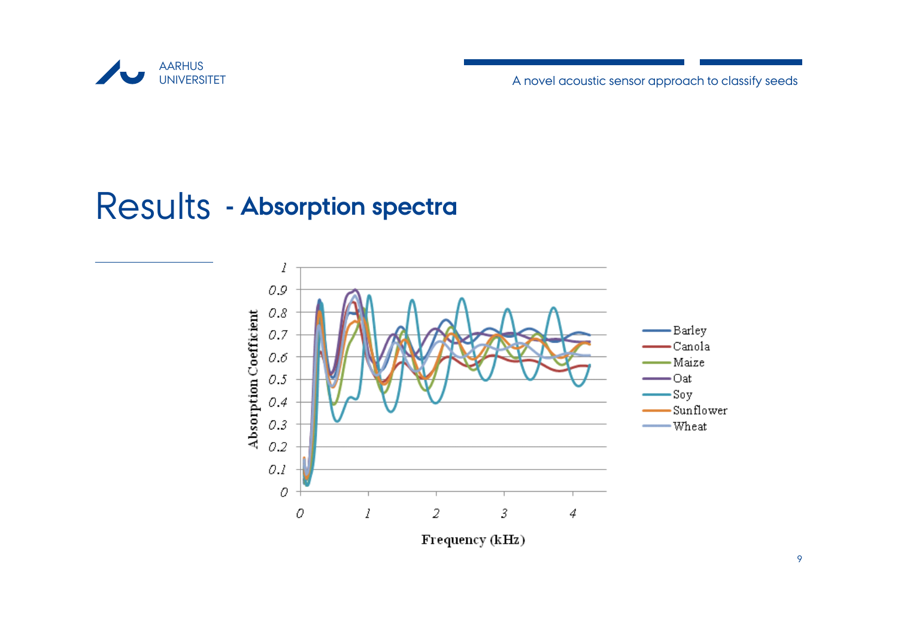# Results - Absorption spectra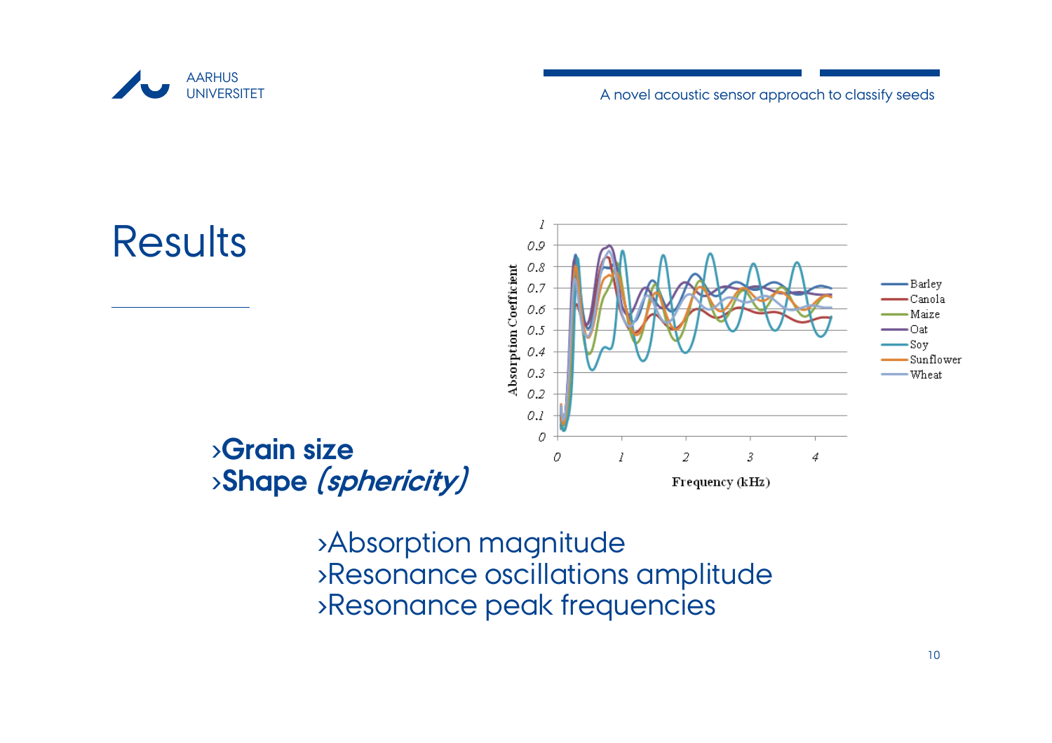# Results

›**Grain size**
›**Shape *(sphericity)***

›Absorption magnitude
›Resonance oscillations amplitude
›Resonance peak frequencies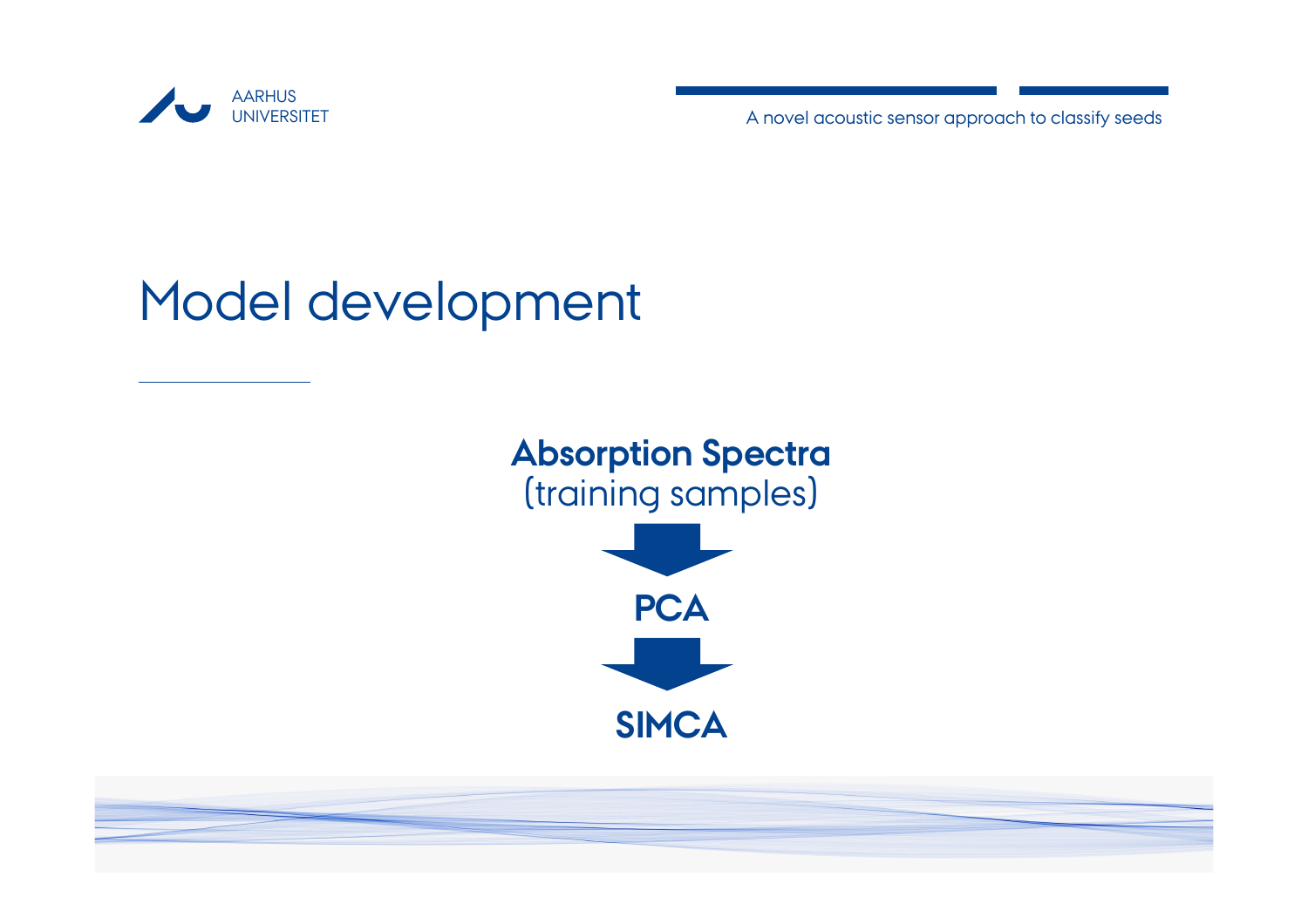# Model development

**Absorption Spectra**
(training samples)

**PCA**

**SIMCA**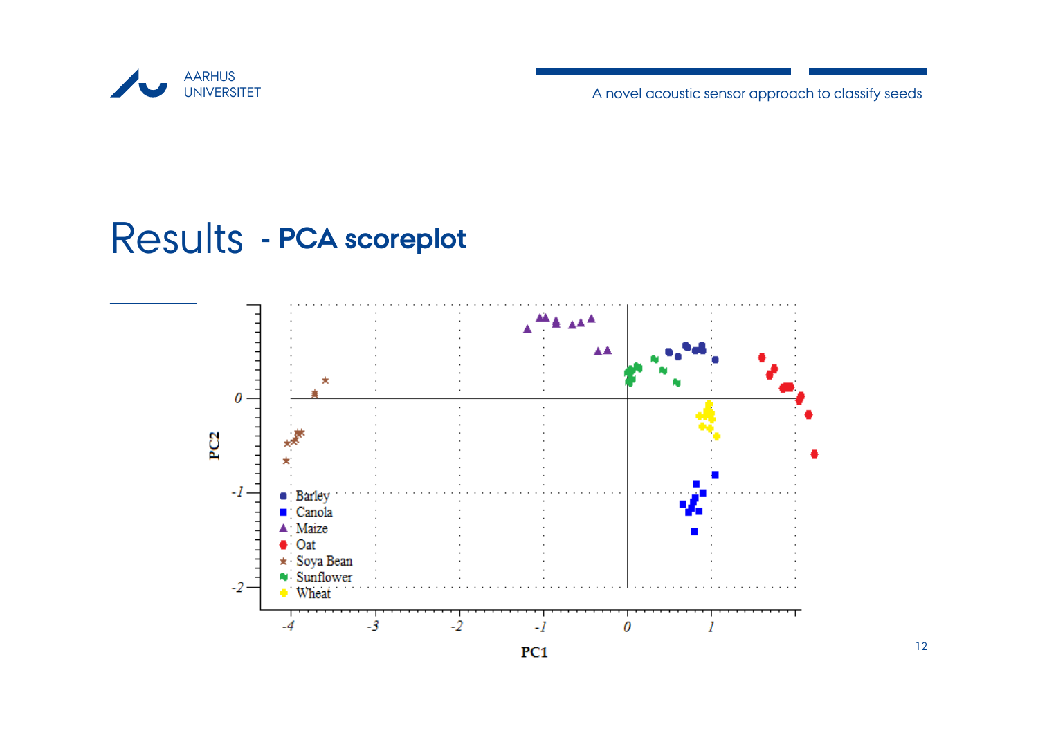# Results - PCA scoreplot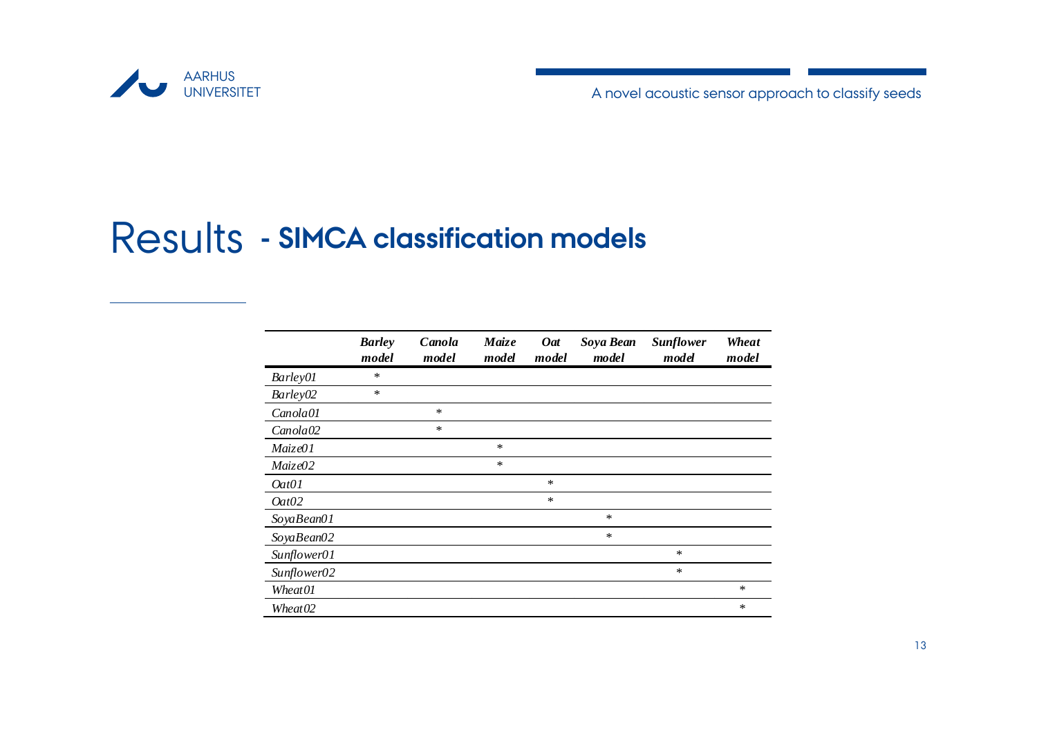# Results - SIMCA classification models

| | *Barley model* | *Canola model* | *Maize model* | *Oat model* | *Soya Bean model* | *Sunflower model* | *Wheat model* |
|---|---|---|---|---|---|---|---|
| *Barley01* | * | | | | | | |
| *Barley02* | * | | | | | | |
| *Canola01* | | * | | | | | |
| *Canola02* | | * | | | | | |
| *Maize01* | | | * | | | | |
| *Maize02* | | | * | | | | |
| *Oat01* | | | | * | | | |
| *Oat02* | | | | * | | | |
| *SoyaBean01* | | | | | * | | |
| *SoyaBean02* | | | | | * | | |
| *Sunflower01* | | | | | | * | |
| *Sunflower02* | | | | | | * | |
| *Wheat01* | | | | | | | * |
| *Wheat02* | | | | | | | * |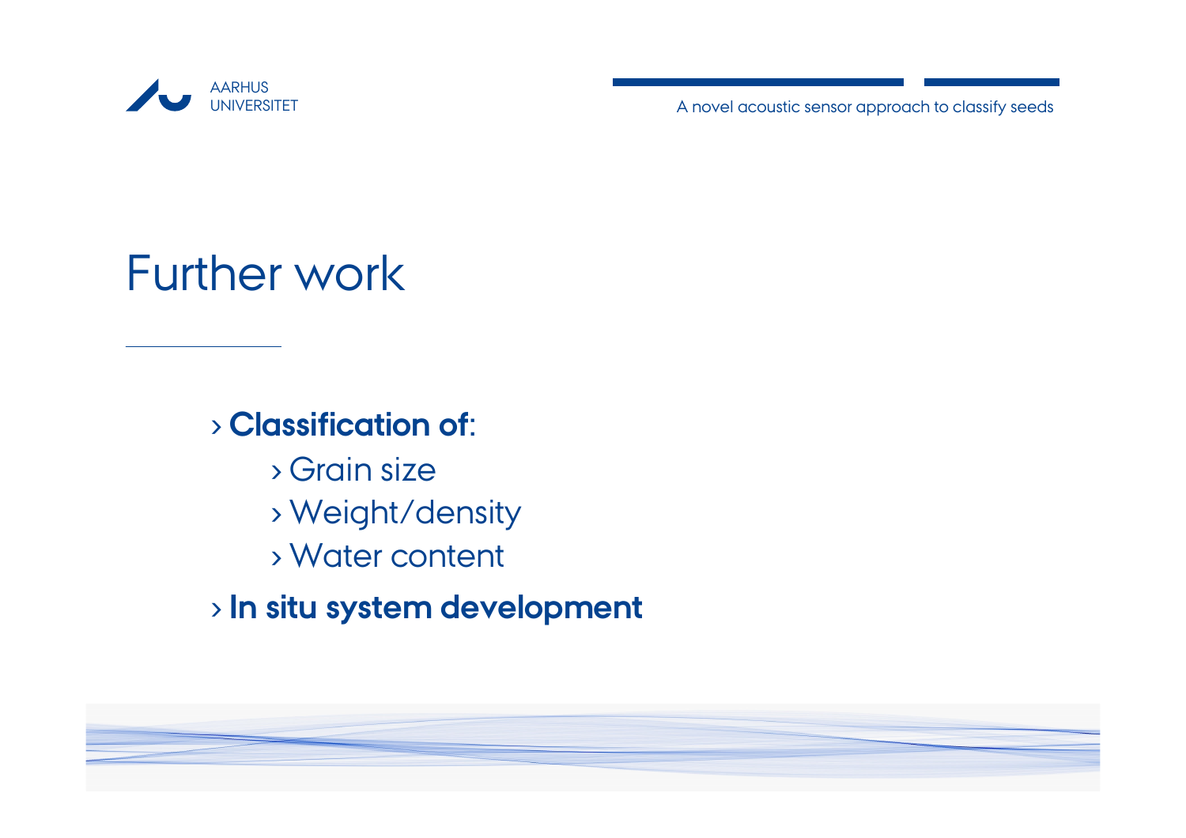# Further work

- **Classification of**:
  - Grain size
  - Weight/density
  - Water content
- **In situ system development**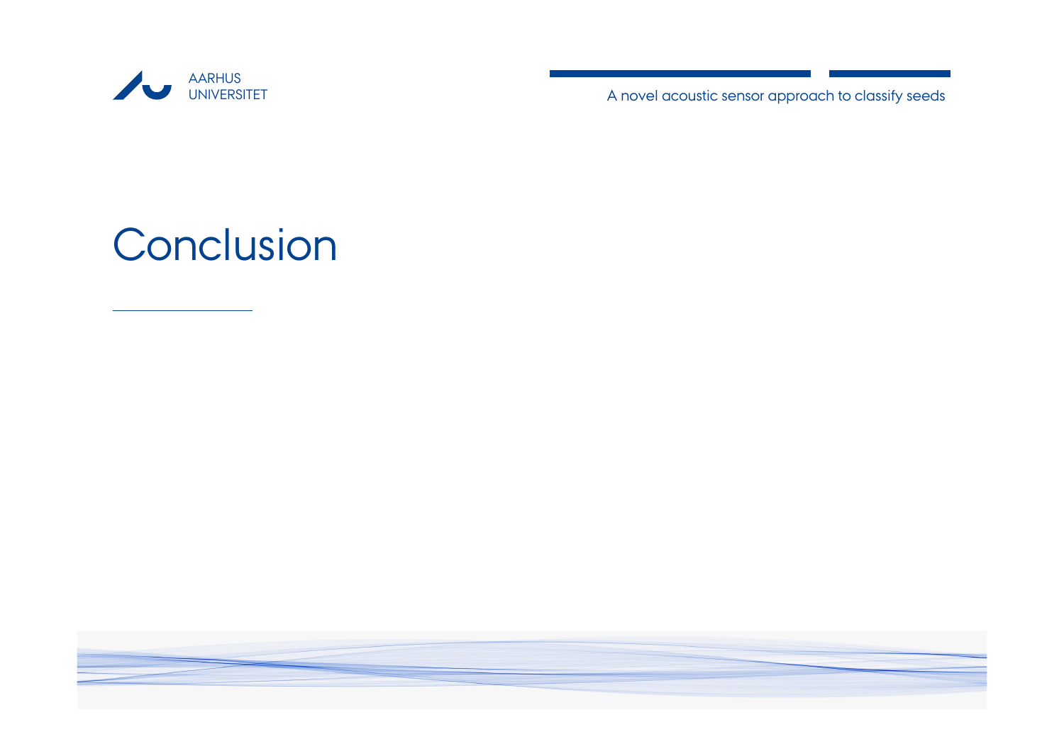# Conclusion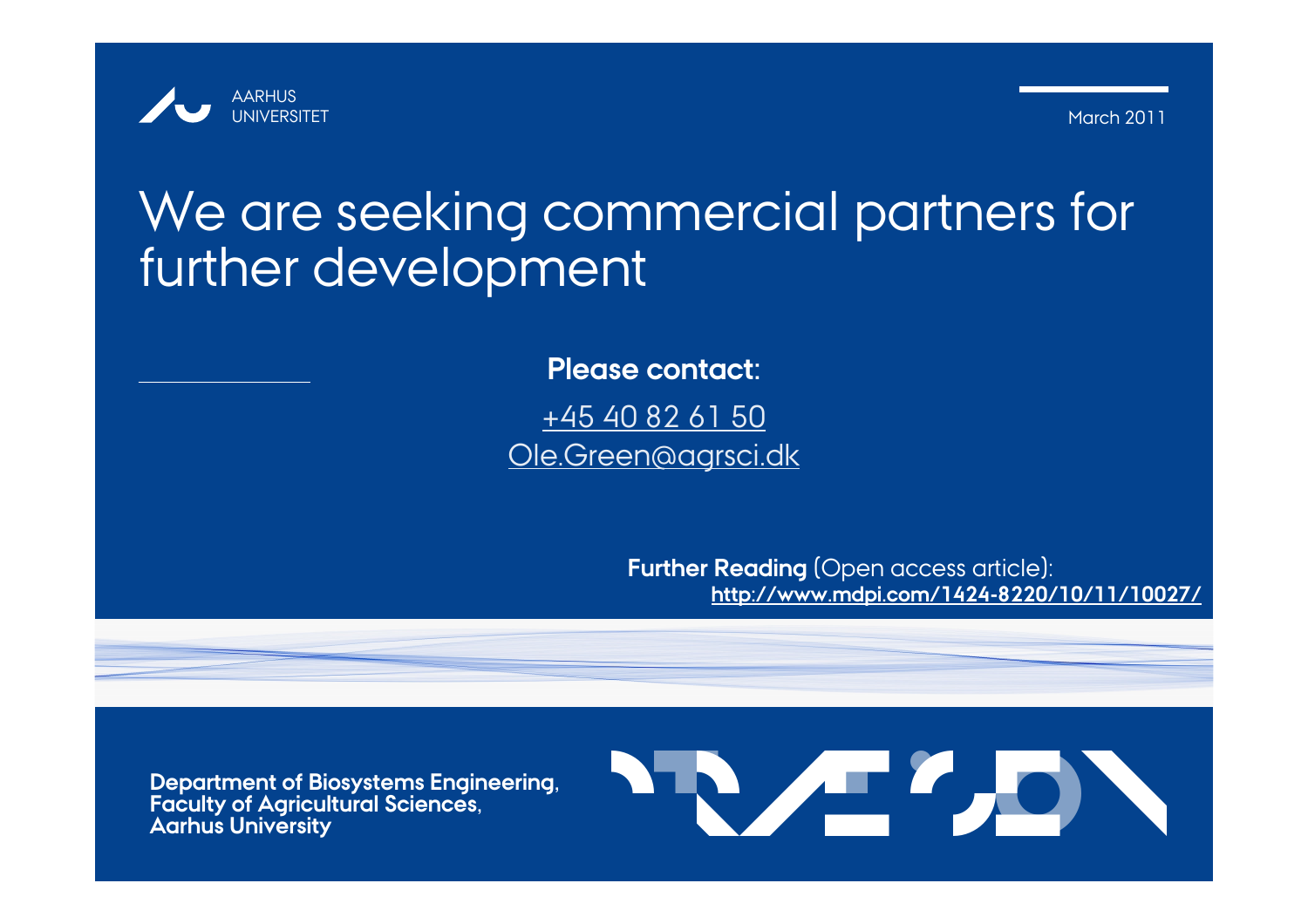# We are seeking commercial partners for further development

**Please contact:**

+45 40 82 61 50

Ole.Green@agrsci.dk

**Further Reading** (Open access article):
**http://www.mdpi.com/1424-8220/10/11/10027/**

**Department of Biosystems Engineering,**
**Faculty of Agricultural Sciences,**
**Aarhus University**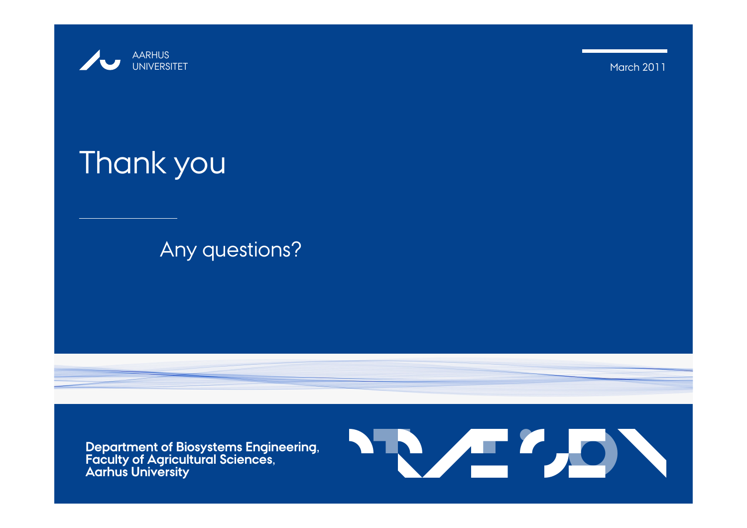AARHUS UNIVERSITET

March 2011

# Thank you

Any questions?

**Department of Biosystems Engineering,**
**Faculty of Agricultural Sciences,**
**Aarhus University**